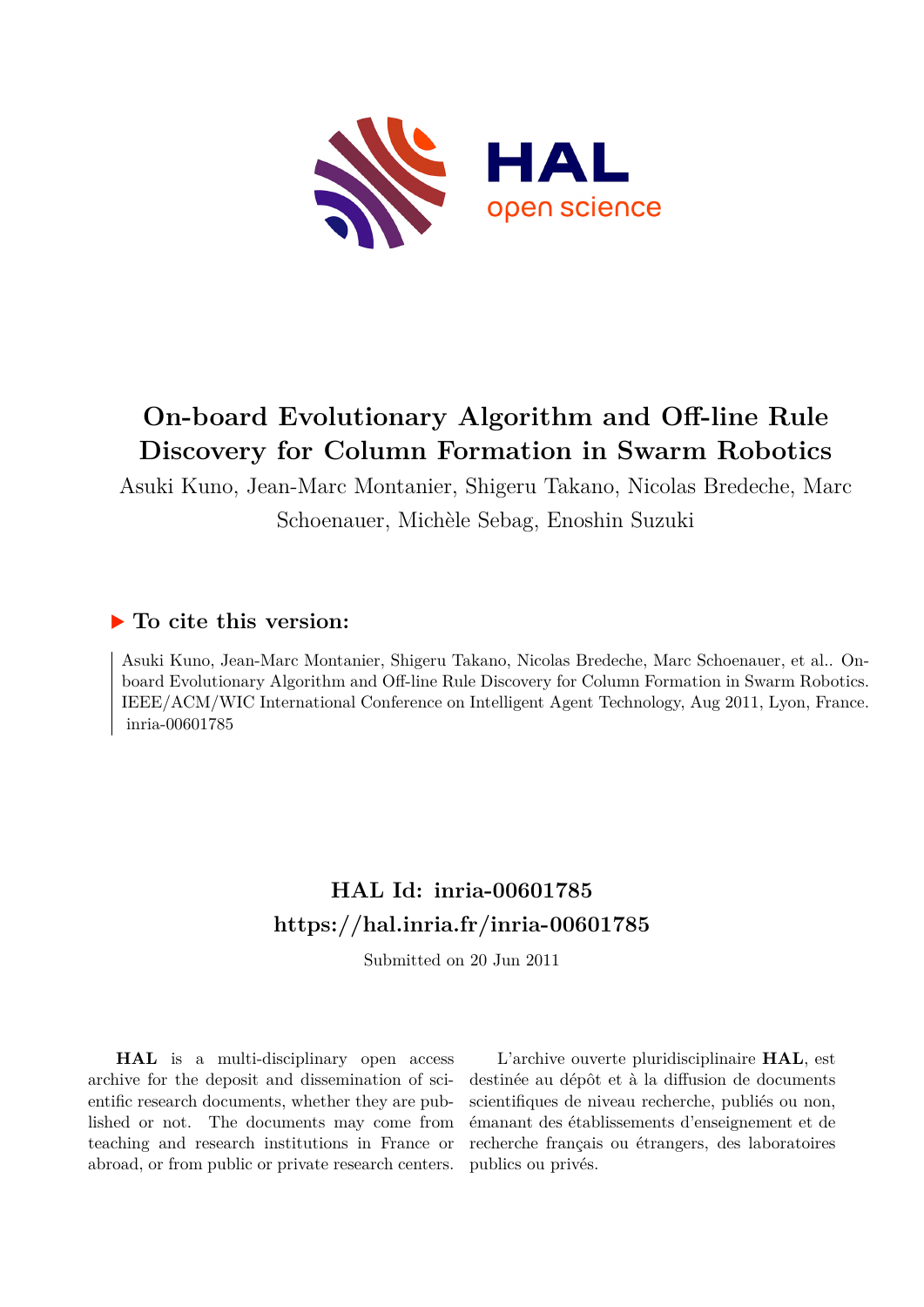HAL open science

# On-board Evolutionary Algorithm and Off-line Rule Discovery for Column Formation in Swarm Robotics

Asuki Kuno, Jean-Marc Montanier, Shigeru Takano, Nicolas Bredeche, Marc Schoenauer, Michèle Sebag, Enoshin Suzuki

## ▶ To cite this version:

Asuki Kuno, Jean-Marc Montanier, Shigeru Takano, Nicolas Bredeche, Marc Schoenauer, et al.. On-board Evolutionary Algorithm and Off-line Rule Discovery for Column Formation in Swarm Robotics. IEEE/ACM/WIC International Conference on Intelligent Agent Technology, Aug 2011, Lyon, France. inria-00601785

## HAL Id: inria-00601785
## https://hal.inria.fr/inria-00601785

Submitted on 20 Jun 2011

**HAL** is a multi-disciplinary open access archive for the deposit and dissemination of scientific research documents, whether they are published or not. The documents may come from teaching and research institutions in France or abroad, or from public or private research centers.

L'archive ouverte pluridisciplinaire **HAL**, est destinée au dépôt et à la diffusion de documents scientifiques de niveau recherche, publiés ou non, émanant des établissements d'enseignement et de recherche français ou étrangers, des laboratoires publics ou privés.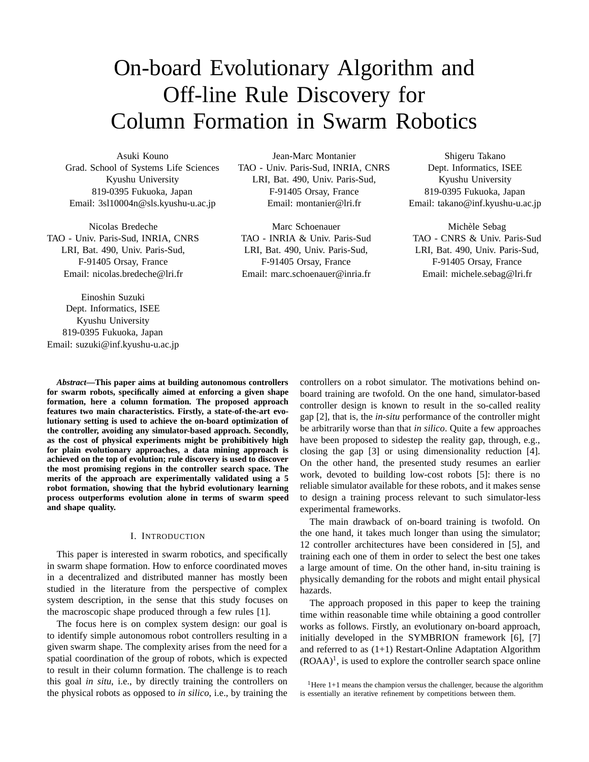# On-board Evolutionary Algorithm and Off-line Rule Discovery for Column Formation in Swarm Robotics

Asuki Kouno
Grad. School of Systems Life Sciences
Kyushu University
819-0395 Fukuoka, Japan
Email: 3sl10004n@sls.kyushu-u.ac.jp

Jean-Marc Montanier
TAO - Univ. Paris-Sud, INRIA, CNRS
LRI, Bat. 490, Univ. Paris-Sud,
F-91405 Orsay, France
Email: montanier@lri.fr

Shigeru Takano
Dept. Informatics, ISEE
Kyushu University
819-0395 Fukuoka, Japan
Email: takano@inf.kyushu-u.ac.jp

Nicolas Bredeche
TAO - Univ. Paris-Sud, INRIA, CNRS
LRI, Bat. 490, Univ. Paris-Sud,
F-91405 Orsay, France
Email: nicolas.bredeche@lri.fr

Marc Schoenauer
TAO - INRIA & Univ. Paris-Sud
LRI, Bat. 490, Univ. Paris-Sud,
F-91405 Orsay, France
Email: marc.schoenauer@inria.fr

Michèle Sebag
TAO - CNRS & Univ. Paris-Sud
LRI, Bat. 490, Univ. Paris-Sud,
F-91405 Orsay, France
Email: michele.sebag@lri.fr

Einoshin Suzuki
Dept. Informatics, ISEE
Kyushu University
819-0395 Fukuoka, Japan
Email: suzuki@inf.kyushu-u.ac.jp

***Abstract*—This paper aims at building autonomous controllers for swarm robots, specifically aimed at enforcing a given shape formation, here a column formation. The proposed approach features two main characteristics. Firstly, a state-of-the-art evolutionary setting is used to achieve the on-board optimization of the controller, avoiding any simulator-based approach. Secondly, as the cost of physical experiments might be prohibitively high for plain evolutionary approaches, a data mining approach is achieved on the top of evolution; rule discovery is used to discover the most promising regions in the controller search space. The merits of the approach are experimentally validated using a 5 robot formation, showing that the hybrid evolutionary learning process outperforms evolution alone in terms of swarm speed and shape quality.**

## I. Introduction

This paper is interested in swarm robotics, and specifically in swarm shape formation. How to enforce coordinated moves in a decentralized and distributed manner has mostly been studied in the literature from the perspective of complex system description, in the sense that this study focuses on the macroscopic shape produced through a few rules [1].

The focus here is on complex system design: our goal is to identify simple autonomous robot controllers resulting in a given swarm shape. The complexity arises from the need for a spatial coordination of the group of robots, which is expected to result in their column formation. The challenge is to reach this goal *in situ*, i.e., by directly training the controllers on the physical robots as opposed to *in silico*, i.e., by training the controllers on a robot simulator. The motivations behind on-board training are twofold. On the one hand, simulator-based controller design is known to result in the so-called reality gap [2], that is, the *in-situ* performance of the controller might be arbitrarily worse than that *in silico*. Quite a few approaches have been proposed to sidestep the reality gap, through, e.g., closing the gap [3] or using dimensionality reduction [4]. On the other hand, the presented study resumes an earlier work, devoted to building low-cost robots [5]: there is no reliable simulator available for these robots, and it makes sense to design a training process relevant to such simulator-less experimental frameworks.

The main drawback of on-board training is twofold. On the one hand, it takes much longer than using the simulator; 12 controller architectures have been considered in [5], and training each one of them in order to select the best one takes a large amount of time. On the other hand, in-situ training is physically demanding for the robots and might entail physical hazards.

The approach proposed in this paper to keep the training time within reasonable time while obtaining a good controller works as follows. Firstly, an evolutionary on-board approach, initially developed in the SYMBRION framework [6], [7] and referred to as (1+1) Restart-Online Adaptation Algorithm (ROAA)[1], is used to explore the controller search space online

[1]Here 1+1 means the champion versus the challenger, because the algorithm is essentially an iterative refinement by competitions between them.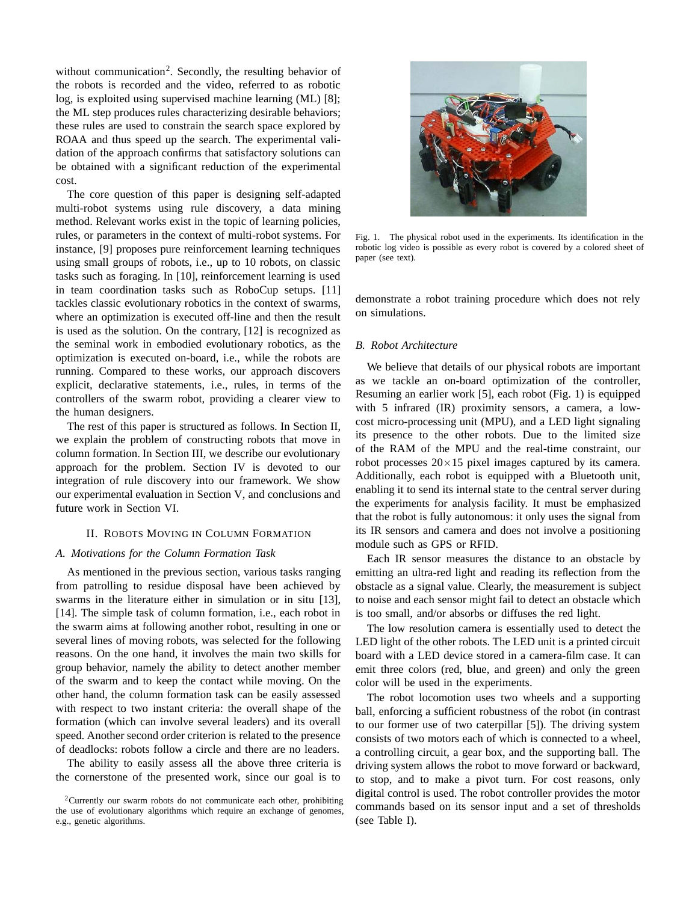without communication[2]. Secondly, the resulting behavior of the robots is recorded and the video, referred to as robotic log, is exploited using supervised machine learning (ML) [8]; the ML step produces rules characterizing desirable behaviors; these rules are used to constrain the search space explored by ROAA and thus speed up the search. The experimental validation of the approach confirms that satisfactory solutions can be obtained with a significant reduction of the experimental cost.

The core question of this paper is designing self-adapted multi-robot systems using rule discovery, a data mining method. Relevant works exist in the topic of learning policies, rules, or parameters in the context of multi-robot systems. For instance, [9] proposes pure reinforcement learning techniques using small groups of robots, i.e., up to 10 robots, on classic tasks such as foraging. In [10], reinforcement learning is used in team coordination tasks such as RoboCup setups. [11] tackles classic evolutionary robotics in the context of swarms, where an optimization is executed off-line and then the result is used as the solution. On the contrary, [12] is recognized as the seminal work in embodied evolutionary robotics, as the optimization is executed on-board, i.e., while the robots are running. Compared to these works, our approach discovers explicit, declarative statements, i.e., rules, in terms of the controllers of the swarm robot, providing a clearer view to the human designers.

The rest of this paper is structured as follows. In Section II, we explain the problem of constructing robots that move in column formation. In Section III, we describe our evolutionary approach for the problem. Section IV is devoted to our integration of rule discovery into our framework. We show our experimental evaluation in Section V, and conclusions and future work in Section VI.

## II. Robots Moving in Column Formation

### A. Motivations for the Column Formation Task

As mentioned in the previous section, various tasks ranging from patrolling to residue disposal have been achieved by swarms in the literature either in simulation or in situ [13], [14]. The simple task of column formation, i.e., each robot in the swarm aims at following another robot, resulting in one or several lines of moving robots, was selected for the following reasons. On the one hand, it involves the main two skills for group behavior, namely the ability to detect another member of the swarm and to keep the contact while moving. On the other hand, the column formation task can be easily assessed with respect to two instant criteria: the overall shape of the formation (which can involve several leaders) and its overall speed. Another second order criterion is related to the presence of deadlocks: robots follow a circle and there are no leaders.

The ability to easily assess all the above three criteria is the cornerstone of the presented work, since our goal is to demonstrate a robot training procedure which does not rely on simulations.

[2]Currently our swarm robots do not communicate each other, prohibiting the use of evolutionary algorithms which require an exchange of genomes, e.g., genetic algorithms.

Fig. 1. The physical robot used in the experiments. Its identification in the robotic log video is possible as every robot is covered by a colored sheet of paper (see text).

### B. Robot Architecture

We believe that details of our physical robots are important as we tackle an on-board optimization of the controller, Resuming an earlier work [5], each robot (Fig. 1) is equipped with 5 infrared (IR) proximity sensors, a camera, a low-cost micro-processing unit (MPU), and a LED light signaling its presence to the other robots. Due to the limited size of the RAM of the MPU and the real-time constraint, our robot processes $20 \times 15$ pixel images captured by its camera. Additionally, each robot is equipped with a Bluetooth unit, enabling it to send its internal state to the central server during the experiments for analysis facility. It must be emphasized that the robot is fully autonomous: it only uses the signal from its IR sensors and camera and does not involve a positioning module such as GPS or RFID.

Each IR sensor measures the distance to an obstacle by emitting an ultra-red light and reading its reflection from the obstacle as a signal value. Clearly, the measurement is subject to noise and each sensor might fail to detect an obstacle which is too small, and/or absorbs or diffuses the red light.

The low resolution camera is essentially used to detect the LED light of the other robots. The LED unit is a printed circuit board with a LED device stored in a camera-film case. It can emit three colors (red, blue, and green) and only the green color will be used in the experiments.

The robot locomotion uses two wheels and a supporting ball, enforcing a sufficient robustness of the robot (in contrast to our former use of two caterpillar [5]). The driving system consists of two motors each of which is connected to a wheel, a controlling circuit, a gear box, and the supporting ball. The driving system allows the robot to move forward or backward, to stop, and to make a pivot turn. For cost reasons, only digital control is used. The robot controller provides the motor commands based on its sensor input and a set of thresholds (see Table I).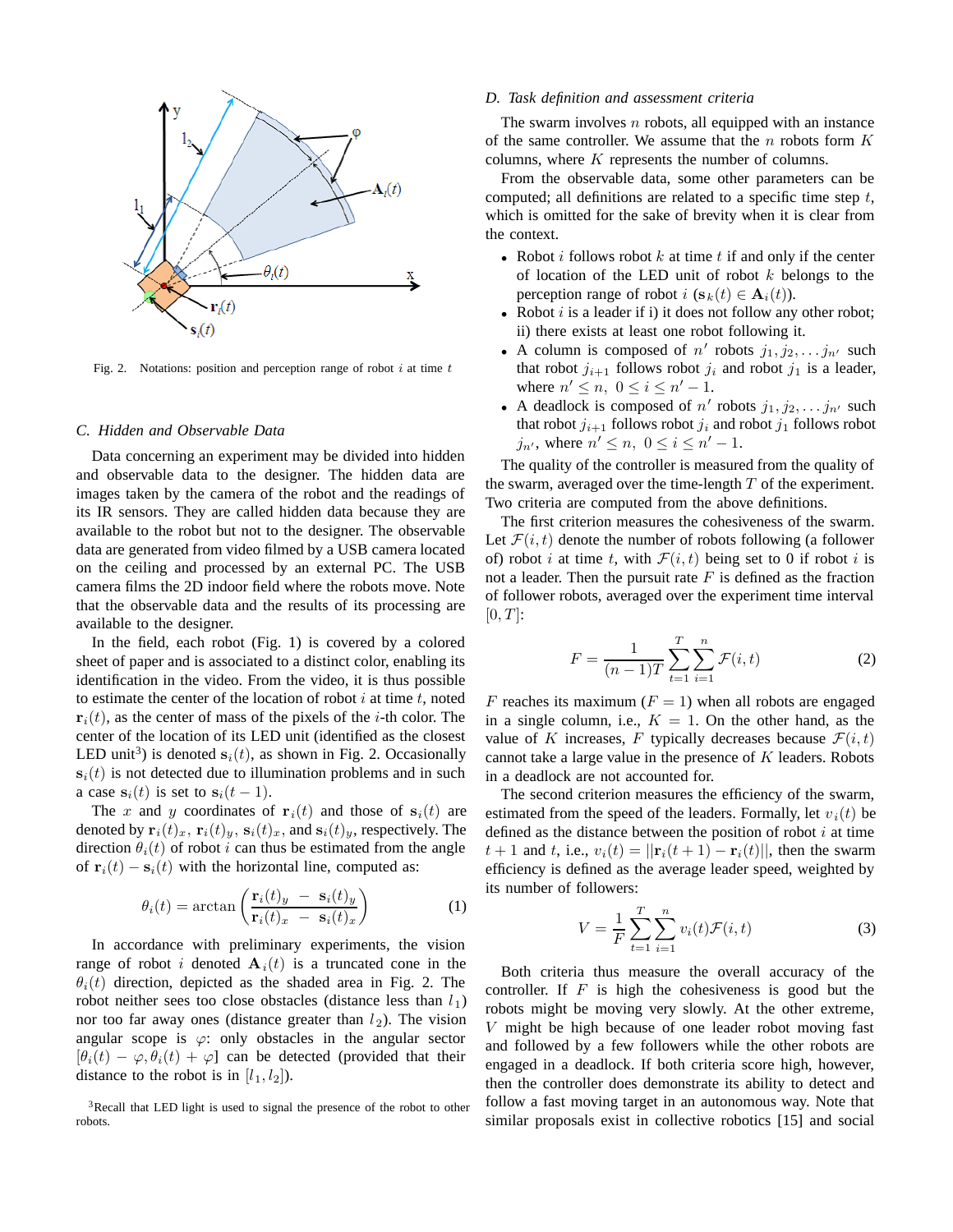Fig. 2. Notations: position and perception range of robot $i$ at time $t$

### C. Hidden and Observable Data

Data concerning an experiment may be divided into hidden and observable data to the designer. The hidden data are images taken by the camera of the robot and the readings of its IR sensors. They are called hidden data because they are available to the robot but not to the designer. The observable data are generated from video filmed by a USB camera located on the ceiling and processed by an external PC. The USB camera films the 2D indoor field where the robots move. Note that the observable data and the results of its processing are available to the designer.

In the field, each robot (Fig. 1) is covered by a colored sheet of paper and is associated to a distinct color, enabling its identification in the video. From the video, it is thus possible to estimate the center of the location of robot $i$ at time $t$, noted $\mathbf{r}_i(t)$, as the center of mass of the pixels of the $i$-th color. The center of the location of its LED unit (identified as the closest LED unit[3]) is denoted $\mathbf{s}_i(t)$, as shown in Fig. 2. Occasionally $\mathbf{s}_i(t)$ is not detected due to illumination problems and in such a case $\mathbf{s}_i(t)$ is set to $\mathbf{s}_i(t-1)$.

The $x$ and $y$ coordinates of $\mathbf{r}_i(t)$ and those of $\mathbf{s}_i(t)$ are denoted by $\mathbf{r}_i(t)_x$, $\mathbf{r}_i(t)_y$, $\mathbf{s}_i(t)_x$, and $\mathbf{s}_i(t)_y$, respectively. The direction $\theta_i(t)$ of robot $i$ can thus be estimated from the angle of $\mathbf{r}_i(t) - \mathbf{s}_i(t)$ with the horizontal line, computed as:

$$\theta_i(t) = \arctan\left(\frac{\mathbf{r}_i(t)_y - \mathbf{s}_i(t)_y}{\mathbf{r}_i(t)_x - \mathbf{s}_i(t)_x}\right) \tag{1}$$

In accordance with preliminary experiments, the vision range of robot $i$ denoted $\mathbf{A}_i(t)$ is a truncated cone in the $\theta_i(t)$ direction, depicted as the shaded area in Fig. 2. The robot neither sees too close obstacles (distance less than $l_1$) nor too far away ones (distance greater than $l_2$). The vision angular scope is $\varphi$: only obstacles in the angular sector $[\theta_i(t) - \varphi, \theta_i(t) + \varphi]$ can be detected (provided that their distance to the robot is in $[l_1, l_2]$).

[3] Recall that LED light is used to signal the presence of the robot to other robots.

### D. Task definition and assessment criteria

The swarm involves $n$ robots, all equipped with an instance of the same controller. We assume that the $n$ robots form $K$ columns, where $K$ represents the number of columns.

From the observable data, some other parameters can be computed; all definitions are related to a specific time step $t$, which is omitted for the sake of brevity when it is clear from the context.

- Robot $i$ follows robot $k$ at time $t$ if and only if the center of location of the LED unit of robot $k$ belongs to the perception range of robot $i$ ($\mathbf{s}_k(t) \in \mathbf{A}_i(t)$).
- Robot $i$ is a leader if i) it does not follow any other robot; ii) there exists at least one robot following it.
- A column is composed of $n'$ robots $j_1, j_2, \ldots j_{n'}$ such that robot $j_{i+1}$ follows robot $j_i$ and robot $j_1$ is a leader, where $n' \leq n$, $0 \leq i \leq n' - 1$.
- A deadlock is composed of $n'$ robots $j_1, j_2, \ldots j_{n'}$ such that robot $j_{i+1}$ follows robot $j_i$ and robot $j_1$ follows robot $j_{n'}$, where $n' \leq n$, $0 \leq i \leq n' - 1$.

The quality of the controller is measured from the quality of the swarm, averaged over the time-length $T$ of the experiment. Two criteria are computed from the above definitions.

The first criterion measures the cohesiveness of the swarm. Let $\mathcal{F}(i,t)$ denote the number of robots following (a follower of) robot $i$ at time $t$, with $\mathcal{F}(i,t)$ being set to 0 if robot $i$ is not a leader. Then the pursuit rate $F$ is defined as the fraction of follower robots, averaged over the experiment time interval $[0, T]$:

$$F = \frac{1}{(n-1)T} \sum_{t=1}^{T} \sum_{i=1}^{n} \mathcal{F}(i,t) \tag{2}$$

$F$ reaches its maximum ($F = 1$) when all robots are engaged in a single column, i.e., $K = 1$. On the other hand, as the value of $K$ increases, $F$ typically decreases because $\mathcal{F}(i,t)$ cannot take a large value in the presence of $K$ leaders. Robots in a deadlock are not accounted for.

The second criterion measures the efficiency of the swarm, estimated from the speed of the leaders. Formally, let $v_i(t)$ be defined as the distance between the position of robot $i$ at time $t+1$ and $t$, i.e., $v_i(t) = ||\mathbf{r}_i(t+1) - \mathbf{r}_i(t)||$, then the swarm efficiency is defined as the average leader speed, weighted by its number of followers:

$$V = \frac{1}{F} \sum_{t=1}^{T} \sum_{i=1}^{n} v_i(t)\mathcal{F}(i,t) \tag{3}$$

Both criteria thus measure the overall accuracy of the controller. If $F$ is high the cohesiveness is good but the robots might be moving very slowly. At the other extreme, $V$ might be high because of one leader robot moving fast and followed by a few followers while the other robots are engaged in a deadlock. If both criteria score high, however, then the controller does demonstrate its ability to detect and follow a fast moving target in an autonomous way. Note that similar proposals exist in collective robotics [15] and social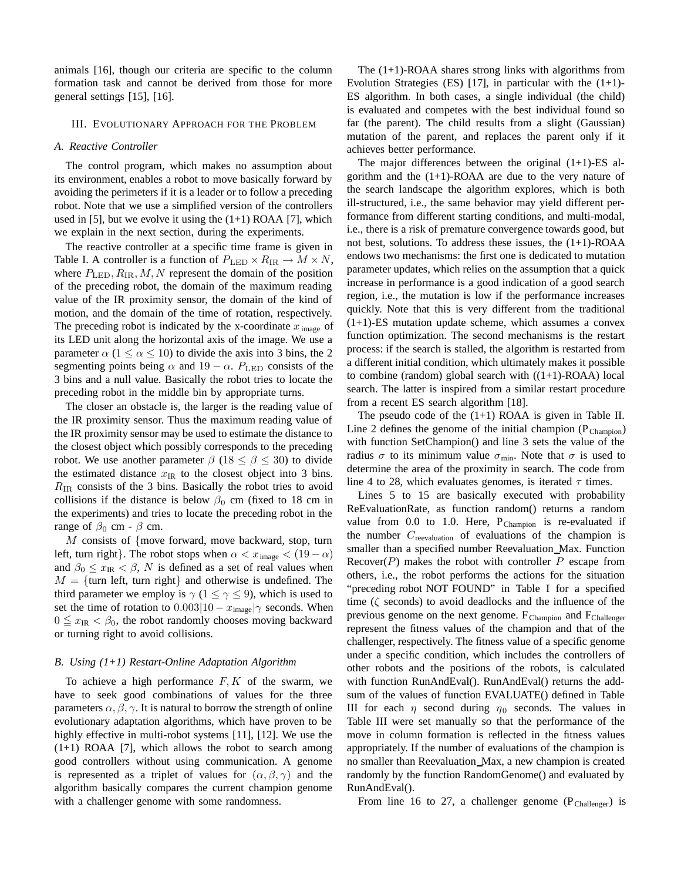animals [16], though our criteria are specific to the column formation task and cannot be derived from those for more general settings [15], [16].

## III. Evolutionary Approach for the Problem

### A. Reactive Controller

The control program, which makes no assumption about its environment, enables a robot to move basically forward by avoiding the perimeters if it is a leader or to follow a preceding robot. Note that we use a simplified version of the controllers used in [5], but we evolve it using the (1+1) ROAA [7], which we explain in the next section, during the experiments.

The reactive controller at a specific time frame is given in Table I. A controller is a function of $P_{\mathrm{LED}} \times R_{\mathrm{IR}} \rightarrow M \times N$, where $P_{\mathrm{LED}}, R_{\mathrm{IR}}, M, N$ represent the domain of the position of the preceding robot, the domain of the maximum reading value of the IR proximity sensor, the domain of the kind of motion, and the domain of the time of rotation, respectively. The preceding robot is indicated by the x-coordinate $x_{\mathrm{image}}$ of its LED unit along the horizontal axis of the image. We use a parameter $\alpha$ ($1 \leq \alpha \leq 10$) to divide the axis into 3 bins, the 2 segmenting points being $\alpha$ and $19 - \alpha$. $P_{\mathrm{LED}}$ consists of the 3 bins and a null value. Basically the robot tries to locate the preceding robot in the middle bin by appropriate turns.

The closer an obstacle is, the larger is the reading value of the IR proximity sensor. Thus the maximum reading value of the IR proximity sensor may be used to estimate the distance to the closest object which possibly corresponds to the preceding robot. We use another parameter $\beta$ ($18 \leq \beta \leq 30$) to divide the estimated distance $x_{\mathrm{IR}}$ to the closest object into 3 bins. $R_{\mathrm{IR}}$ consists of the 3 bins. Basically the robot tries to avoid collisions if the distance is below $\beta_0$ cm (fixed to 18 cm in the experiments) and tries to locate the preceding robot in the range of $\beta_0$ cm - $\beta$ cm.

$M$ consists of {move forward, move backward, stop, turn left, turn right}. The robot stops when $\alpha < x_{\mathrm{image}} < (19 - \alpha)$ and $\beta_0 \leq x_{\mathrm{IR}} < \beta$, $N$ is defined as a set of real values when $M =$ {turn left, turn right} and otherwise is undefined. The third parameter we employ is $\gamma$ ($1 \leq \gamma \leq 9$), which is used to set the time of rotation to $0.003|10 - x_{\mathrm{image}}|\gamma$ seconds. When $0 \leq x_{\mathrm{IR}} < \beta_0$, the robot randomly chooses moving backward or turning right to avoid collisions.

### B. Using (1+1) Restart-Online Adaptation Algorithm

To achieve a high performance $F, K$ of the swarm, we have to seek good combinations of values for the three parameters $\alpha, \beta, \gamma$. It is natural to borrow the strength of online evolutionary adaptation algorithms, which have proven to be highly effective in multi-robot systems [11], [12]. We use the (1+1) ROAA [7], which allows the robot to search among good controllers without using communication. A genome is represented as a triplet of values for $(\alpha, \beta, \gamma)$ and the algorithm basically compares the current champion genome with a challenger genome with some randomness.

The (1+1)-ROAA shares strong links with algorithms from Evolution Strategies (ES) [17], in particular with the (1+1)-ES algorithm. In both cases, a single individual (the child) is evaluated and competes with the best individual found so far (the parent). The child results from a slight (Gaussian) mutation of the parent, and replaces the parent only if it achieves better performance.

The major differences between the original (1+1)-ES algorithm and the (1+1)-ROAA are due to the very nature of the search landscape the algorithm explores, which is both ill-structured, i.e., the same behavior may yield different performance from different starting conditions, and multi-modal, i.e., there is a risk of premature convergence towards good, but not best, solutions. To address these issues, the (1+1)-ROAA endows two mechanisms: the first one is dedicated to mutation parameter updates, which relies on the assumption that a quick increase in performance is a good indication of a good search region, i.e., the mutation is low if the performance increases quickly. Note that this is very different from the traditional (1+1)-ES mutation update scheme, which assumes a convex function optimization. The second mechanisms is the restart process: if the search is stalled, the algorithm is restarted from a different initial condition, which ultimately makes it possible to combine (random) global search with ((1+1)-ROAA) local search. The latter is inspired from a similar restart procedure from a recent ES search algorithm [18].

The pseudo code of the (1+1) ROAA is given in Table II. Line 2 defines the genome of the initial champion ($\mathrm{P}_{\mathrm{Champion}}$) with function SetChampion() and line 3 sets the value of the radius $\sigma$ to its minimum value $\sigma_{\min}$. Note that $\sigma$ is used to determine the area of the proximity in search. The code from line 4 to 28, which evaluates genomes, is iterated $\tau$ times.

Lines 5 to 15 are basically executed with probability ReEvaluationRate, as function random() returns a random value from 0.0 to 1.0. Here, $\mathrm{P}_{\mathrm{Champion}}$ is re-evaluated if the number $C_{\mathrm{reevaluation}}$ of evaluations of the champion is smaller than a specified number Reevaluation_Max. Function Recover($P$) makes the robot with controller $P$ escape from others, i.e., the robot performs the actions for the situation "preceding robot NOT FOUND" in Table I for a specified time ($\zeta$ seconds) to avoid deadlocks and the influence of the previous genome on the next genome. $\mathrm{F}_{\mathrm{Champion}}$ and $\mathrm{F}_{\mathrm{Challenger}}$ represent the fitness values of the champion and that of the challenger, respectively. The fitness value of a specific genome under a specific condition, which includes the controllers of other robots and the positions of the robots, is calculated with function RunAndEval(). RunAndEval() returns the add-sum of the values of function EVALUATE() defined in Table III for each $\eta$ second during $\eta_0$ seconds. The values in Table III were set manually so that the performance of the move in column formation is reflected in the fitness values appropriately. If the number of evaluations of the champion is no smaller than Reevaluation_Max, a new champion is created randomly by the function RandomGenome() and evaluated by RunAndEval().

From line 16 to 27, a challenger genome ($\mathrm{P}_{\mathrm{Challenger}}$) is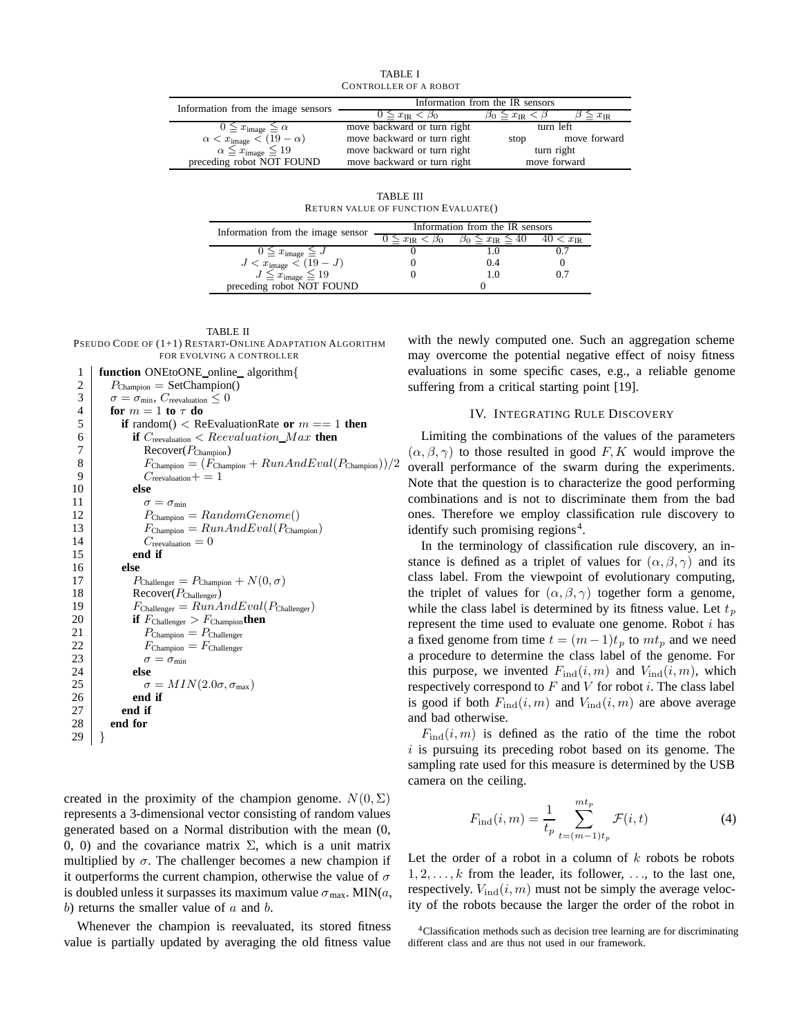TABLE I
CONTROLLER OF A ROBOT

| Information from the image sensors | Information from the IR sensors | | |
|---|---|---|---|
| | $0 \leqq x_{\rm IR} < \beta_0$ | $\beta_0 \leqq x_{\rm IR} < \beta$ | $\beta \leqq x_{\rm IR}$ |
| $0 \leqq x_{\rm image} \leqq \alpha$ | move backward or turn right | turn left | |
| $\alpha < x_{\rm image} < (19-\alpha)$ | move backward or turn right | stop | move forward |
| $\alpha \leqq x_{\rm image} \leqq 19$ | move backward or turn right | turn right | |
| preceding robot NOT FOUND | move backward or turn right | move forward | |

TABLE III
RETURN VALUE OF FUNCTION EVALUATE()

| Information from the image sensor | Information from the IR sensors | | |
|---|---|---|---|
| | $0 \leqq x_{\rm IR} < \beta_0$ | $\beta_0 \leqq x_{\rm IR} \leqq 40$ | $40 < x_{\rm IR}$ |
| $0 \leqq x_{\rm image} \leqq J$ | 0 | 1.0 | 0.7 |
| $J < x_{\rm image} < (19-J)$ | 0 | 0.4 | 0 |
| $J \leqq x_{\rm image} \leqq 19$ | 0 | 1.0 | 0.7 |
| preceding robot NOT FOUND | 0 | | |

TABLE II
PSEUDO CODE OF (1+1) RESTART-ONLINE ADAPTATION ALGORITHM FOR EVOLVING A CONTROLLER

```
1  function ONEtoONE_online_algorithm{
2    P_Champion = SetChampion()
3    σ = σ_min, C_reevaluation ≤ 0
4    for m = 1 to τ do
5      if random() < ReEvaluationRate or m == 1 then
6        if C_reevaluation < Reevaluation_Max then
7          Recover(P_Champion)
8          F_Champion = (F_Champion + RunAndEval(P_Champion))/2
9          C_reevaluation += 1
10       else
11         σ = σ_min
12         P_Champion = RandomGenome()
13         F_Champion = RunAndEval(P_Champion)
14         C_reevaluation = 0
15       end if
16     else
17       P_Challenger = P_Champion + N(0, σ)
18       Recover(P_Challenger)
19       F_Challenger = RunAndEval(P_Challenger)
20       if F_Challenger > F_Champion then
21         P_Champion = P_Challenger
22         F_Champion = F_Challenger
23         σ = σ_min
24       else
25         σ = MIN(2.0σ, σ_max)
26       end if
27     end if
28   end for
29 }
```

created in the proximity of the champion genome. $N(0, \Sigma)$ represents a 3-dimensional vector consisting of random values generated based on a Normal distribution with the mean (0, 0, 0) and the covariance matrix $\Sigma$, which is a unit matrix multiplied by $\sigma$. The challenger becomes a new champion if it outperforms the current champion, otherwise the value of $\sigma$ is doubled unless it surpasses its maximum value $\sigma_{\rm max}$. MIN($a$, $b$) returns the smaller value of $a$ and $b$.

Whenever the champion is reevaluated, its stored fitness value is partially updated by averaging the old fitness value with the newly computed one. Such an aggregation scheme may overcome the potential negative effect of noisy fitness evaluations in some specific cases, e.g., a reliable genome suffering from a critical starting point [19].

## IV. INTEGRATING RULE DISCOVERY

Limiting the combinations of the values of the parameters $(\alpha, \beta, \gamma)$ to those resulted in good $F, K$ would improve the overall performance of the swarm during the experiments. Note that the question is to characterize the good performing combinations and is not to discriminate them from the bad ones. Therefore we employ classification rule discovery to identify such promising regions[4].

In the terminology of classification rule discovery, an instance is defined as a triplet of values for $(\alpha, \beta, \gamma)$ and its class label. From the viewpoint of evolutionary computing, the triplet of values for $(\alpha, \beta, \gamma)$ together form a genome, while the class label is determined by its fitness value. Let $t_p$ represent the time used to evaluate one genome. Robot $i$ has a fixed genome from time $t = (m-1)t_p$ to $mt_p$ and we need a procedure to determine the class label of the genome. For this purpose, we invented $F_{\rm ind}(i, m)$ and $V_{\rm ind}(i, m)$, which respectively correspond to $F$ and $V$ for robot $i$. The class label is good if both $F_{\rm ind}(i, m)$ and $V_{\rm ind}(i, m)$ are above average and bad otherwise.

$F_{\rm ind}(i, m)$ is defined as the ratio of the time the robot $i$ is pursuing its preceding robot based on its genome. The sampling rate used for this measure is determined by the USB camera on the ceiling.

$$F_{\rm ind}(i, m) = \frac{1}{t_p} \sum_{t=(m-1)t_p}^{mt_p} \mathcal{F}(i, t) \tag{4}$$

Let the order of a robot in a column of $k$ robots be robots $1, 2, \ldots, k$ from the leader, its follower, ..., to the last one, respectively. $V_{\rm ind}(i, m)$ must not be simply the average velocity of the robots because the larger the order of the robot in

[4]Classification methods such as decision tree learning are for discriminating different class and are thus not used in our framework.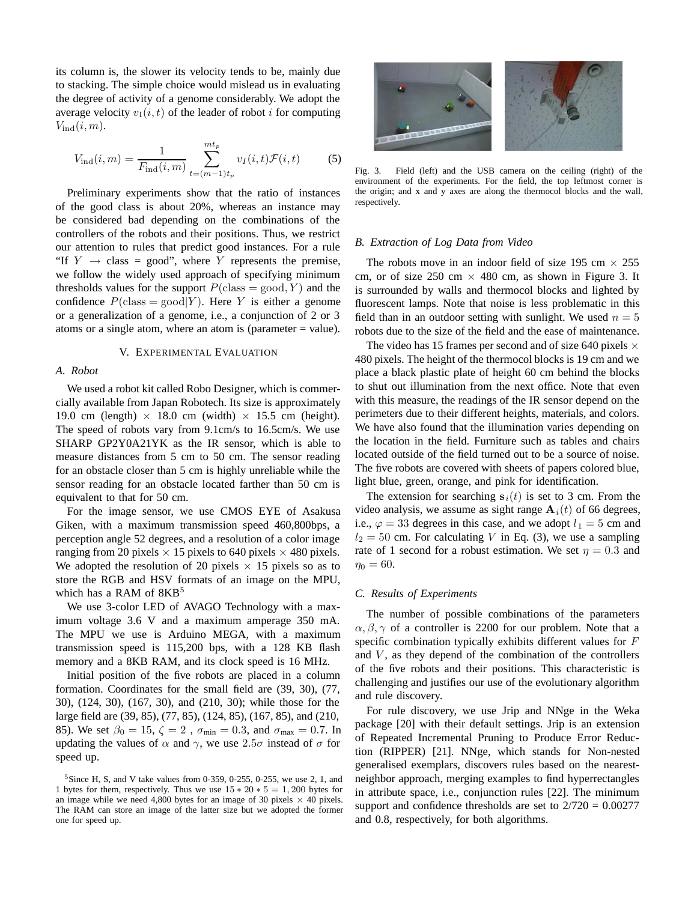its column is, the slower its velocity tends to be, mainly due to stacking. The simple choice would mislead us in evaluating the degree of activity of a genome considerably. We adopt the average velocity $v_{\rm I}(i,t)$ of the leader of robot $i$ for computing $V_{\rm ind}(i,m)$.

$$V_{\rm ind}(i,m) = \frac{1}{F_{\rm ind}(i,m)} \sum_{t=(m-1)t_p}^{mt_p} v_I(i,t)\mathcal{F}(i,t) \qquad (5)$$

Preliminary experiments show that the ratio of instances of the good class is about 20%, whereas an instance may be considered bad depending on the combinations of the controllers of the robots and their positions. Thus, we restrict our attention to rules that predict good instances. For a rule "If $Y \rightarrow$ class = good", where $Y$ represents the premise, we follow the widely used approach of specifying minimum thresholds values for the support $P(\text{class} = \text{good}, Y)$ and the confidence $P(\text{class} = \text{good}|Y)$. Here $Y$ is either a genome or a generalization of a genome, i.e., a conjunction of 2 or 3 atoms or a single atom, where an atom is (parameter = value).

## V. Experimental Evaluation

### A. Robot

We used a robot kit called Robo Designer, which is commercially available from Japan Robotech. Its size is approximately 19.0 cm (length) × 18.0 cm (width) × 15.5 cm (height). The speed of robots vary from 9.1cm/s to 16.5cm/s. We use SHARP GP2Y0A21YK as the IR sensor, which is able to measure distances from 5 cm to 50 cm. The sensor reading for an obstacle closer than 5 cm is highly unreliable while the sensor reading for an obstacle located farther than 50 cm is equivalent to that for 50 cm.

For the image sensor, we use CMOS EYE of Asakusa Giken, with a maximum transmission speed 460,800bps, a perception angle 52 degrees, and a resolution of a color image ranging from 20 pixels × 15 pixels to 640 pixels × 480 pixels. We adopted the resolution of 20 pixels × 15 pixels so as to store the RGB and HSV formats of an image on the MPU, which has a RAM of 8KB[5]

We use 3-color LED of AVAGO Technology with a maximum voltage 3.6 V and a maximum amperage 350 mA. The MPU we use is Arduino MEGA, with a maximum transmission speed is 115,200 bps, with a 128 KB flash memory and a 8KB RAM, and its clock speed is 16 MHz.

Initial position of the five robots are placed in a column formation. Coordinates for the small field are (39, 30), (77, 30), (124, 30), (167, 30), and (210, 30); while those for the large field are (39, 85), (77, 85), (124, 85), (167, 85), and (210, 85). We set $\beta_0 = 15$, $\zeta = 2$ , $\sigma_{\rm min} = 0.3$, and $\sigma_{\rm max} = 0.7$. In updating the values of $\alpha$ and $\gamma$, we use $2.5\sigma$ instead of $\sigma$ for speed up.

[5]Since H, S, and V take values from 0-359, 0-255, 0-255, we use 2, 1, and 1 bytes for them, respectively. Thus we use $15 * 20 * 5 = 1,200$ bytes for an image while we need 4,800 bytes for an image of 30 pixels × 40 pixels. The RAM can store an image of the latter size but we adopted the former one for speed up.

Fig. 3. Field (left) and the USB camera on the ceiling (right) of the environment of the experiments. For the field, the top leftmost corner is the origin; and x and y axes are along the thermocol blocks and the wall, respectively.

### B. Extraction of Log Data from Video

The robots move in an indoor field of size 195 cm × 255 cm, or of size 250 cm × 480 cm, as shown in Figure 3. It is surrounded by walls and thermocol blocks and lighted by fluorescent lamps. Note that noise is less problematic in this field than in an outdoor setting with sunlight. We used $n = 5$ robots due to the size of the field and the ease of maintenance.

The video has 15 frames per second and of size 640 pixels × 480 pixels. The height of the thermocol blocks is 19 cm and we place a black plastic plate of height 60 cm behind the blocks to shut out illumination from the next office. Note that even with this measure, the readings of the IR sensor depend on the perimeters due to their different heights, materials, and colors. We have also found that the illumination varies depending on the location in the field. Furniture such as tables and chairs located outside of the field turned out to be a source of noise. The five robots are covered with sheets of papers colored blue, light blue, green, orange, and pink for identification.

The extension for searching $\mathbf{s}_i(t)$ is set to 3 cm. From the video analysis, we assume as sight range $\mathbf{A}_i(t)$ of 66 degrees, i.e., $\varphi = 33$ degrees in this case, and we adopt $l_1 = 5$ cm and $l_2 = 50$ cm. For calculating $V$ in Eq. (3), we use a sampling rate of 1 second for a robust estimation. We set $\eta = 0.3$ and $\eta_0 = 60$.

### C. Results of Experiments

The number of possible combinations of the parameters $\alpha, \beta, \gamma$ of a controller is 2200 for our problem. Note that a specific combination typically exhibits different values for $F$ and $V$, as they depend of the combination of the controllers of the five robots and their positions. This characteristic is challenging and justifies our use of the evolutionary algorithm and rule discovery.

For rule discovery, we use Jrip and NNge in the Weka package [20] with their default settings. Jrip is an extension of Repeated Incremental Pruning to Produce Error Reduction (RIPPER) [21]. NNge, which stands for Non-nested generalised exemplars, discovers rules based on the nearest-neighbor approach, merging examples to find hyperrectangles in attribute space, i.e., conjunction rules [22]. The minimum support and confidence thresholds are set to 2/720 = 0.00277 and 0.8, respectively, for both algorithms.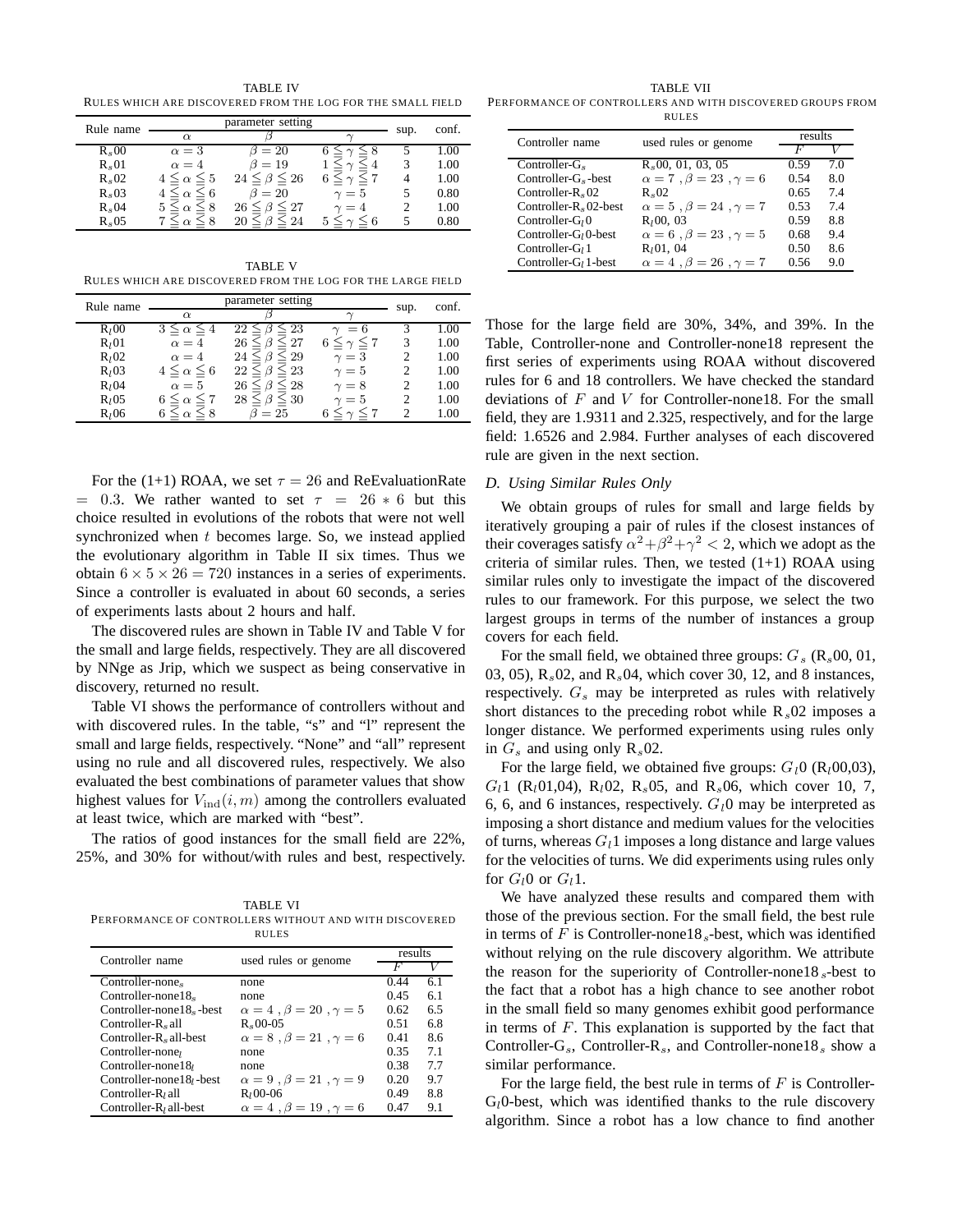TABLE IV

RULES WHICH ARE DISCOVERED FROM THE LOG FOR THE SMALL FIELD

| Rule name | parameter setting | | | sup. | conf. |
|---|---|---|---|---|---|
| | $\alpha$ | $\beta$ | $\gamma$ | | |
| $R_s00$ | $\alpha = 3$ | $\beta = 20$ | $6 \leqq \gamma \leqq 8$ | 5 | 1.00 |
| $R_s01$ | $\alpha = 4$ | $\beta = 19$ | $1 \leqq \gamma \leqq 4$ | 3 | 1.00 |
| $R_s02$ | $4 \leq \alpha \leq 5$ | $24 \leq \beta \leq 26$ | $6 \leq \gamma \leq 7$ | 4 | 1.00 |
| $R_s03$ | $4 \leqq \alpha \leqq 6$ | $\beta = 20$ | $\gamma = 5$ | 5 | 0.80 |
| $R_s04$ | $5 \leqq \alpha \leqq 8$ | $26 \leq \beta \leq 27$ | $\gamma = 4$ | 2 | 1.00 |
| $R_s05$ | $7 \leq \alpha \leq 8$ | $20 \leq \beta \leq 24$ | $5 \leq \gamma \leq 6$ | 5 | 0.80 |

TABLE V

RULES WHICH ARE DISCOVERED FROM THE LOG FOR THE LARGE FIELD

| Rule name | parameter setting | | | sup. | conf. |
|---|---|---|---|---|---|
| | $\alpha$ | $\beta$ | $\gamma$ | | |
| $R_l00$ | $3 \leq \alpha \leq 4$ | $22 \leq \beta \leq 23$ | $\gamma = 6$ | 3 | 1.00 |
| $R_l01$ | $\alpha = 4$ | $26 \leqq \beta \leqq 27$ | $6 \leqq \gamma \leq 7$ | 3 | 1.00 |
| $R_l02$ | $\alpha = 4$ | $24 \leqq \beta \leqq 29$ | $\gamma = 3$ | 2 | 1.00 |
| $R_l03$ | $4 \leq \alpha \leq 6$ | $22 \leq \beta \leq 23$ | $\gamma = 5$ | 2 | 1.00 |
| $R_l04$ | $\alpha = 5$ | $26 \leq \beta \leq 28$ | $\gamma = 8$ | 2 | 1.00 |
| $R_l05$ | $6 \leq \alpha \leq 7$ | $28 \leqq \beta \leq 30$ | $\gamma = 5$ | 2 | 1.00 |
| $R_l06$ | $6 \leqq \alpha \leqq 8$ | $\beta = 25$ | $6 \leqq \gamma \leq 7$ | 2 | 1.00 |

For the (1+1) ROAA, we set $\tau = 26$ and ReEvaluationRate $= 0.3$. We rather wanted to set $\tau = 26 * 6$ but this choice resulted in evolutions of the robots that were not well synchronized when $t$ becomes large. So, we instead applied the evolutionary algorithm in Table II six times. Thus we obtain $6 \times 5 \times 26 = 720$ instances in a series of experiments. Since a controller is evaluated in about 60 seconds, a series of experiments lasts about 2 hours and half.

The discovered rules are shown in Table IV and Table V for the small and large fields, respectively. They are all discovered by NNge as Jrip, which we suspect as being conservative in discovery, returned no result.

Table VI shows the performance of controllers without and with discovered rules. In the table, "s" and "l" represent the small and large fields, respectively. "None" and "all" represent using no rule and all discovered rules, respectively. We also evaluated the best combinations of parameter values that show highest values for $V_{\rm ind}(i,m)$ among the controllers evaluated at least twice, which are marked with "best".

The ratios of good instances for the small field are 22%, 25%, and 30% for without/with rules and best, respectively.

TABLE VI

PERFORMANCE OF CONTROLLERS WITHOUT AND WITH DISCOVERED RULES

| Controller name | used rules or genome | results | |
|---|---|---|---|
| | | $F$ | $V$ |
| Controller-none$_s$ | none | 0.44 | 6.1 |
| Controller-none18$_s$ | none | 0.45 | 6.1 |
| Controller-none18$_s$-best | $\alpha = 4$ , $\beta = 20$ , $\gamma = 5$ | 0.62 | 6.5 |
| Controller-R$_s$all | R$_s$00-05 | 0.51 | 6.8 |
| Controller-R$_s$all-best | $\alpha = 8$ , $\beta = 21$ , $\gamma = 6$ | 0.41 | 8.6 |
| Controller-none$_l$ | none | 0.35 | 7.1 |
| Controller-none18$_l$ | none | 0.38 | 7.7 |
| Controller-none18$_l$-best | $\alpha = 9$ , $\beta = 21$ , $\gamma = 9$ | 0.20 | 9.7 |
| Controller-R$_l$all | R$_l$00-06 | 0.49 | 8.8 |
| Controller-R$_l$all-best | $\alpha = 4$ , $\beta = 19$ , $\gamma = 6$ | 0.47 | 9.1 |

TABLE VII

PERFORMANCE OF CONTROLLERS AND WITH DISCOVERED GROUPS FROM RULES

| Controller name | used rules or genome | results | |
|---|---|---|---|
| | | $F$ | $V$ |
| Controller-G$_s$ | R$_s$00, 01, 03, 05 | 0.59 | 7.0 |
| Controller-G$_s$-best | $\alpha = 7$ , $\beta = 23$ , $\gamma = 6$ | 0.54 | 8.0 |
| Controller-R$_s$02 | R$_s$02 | 0.65 | 7.4 |
| Controller-R$_s$02-best | $\alpha = 5$ , $\beta = 24$ , $\gamma = 7$ | 0.53 | 7.4 |
| Controller-G$_l$0 | R$_l$00, 03 | 0.59 | 8.8 |
| Controller-G$_l$0-best | $\alpha = 6$ , $\beta = 23$ , $\gamma = 5$ | 0.68 | 9.4 |
| Controller-G$_l$1 | R$_l$01, 04 | 0.50 | 8.6 |
| Controller-G$_l$1-best | $\alpha = 4$ , $\beta = 26$ , $\gamma = 7$ | 0.56 | 9.0 |

Those for the large field are 30%, 34%, and 39%. In the Table, Controller-none and Controller-none18 represent the first series of experiments using ROAA without discovered rules for 6 and 18 controllers. We have checked the standard deviations of $F$ and $V$ for Controller-none18. For the small field, they are 1.9311 and 2.325, respectively, and for the large field: 1.6526 and 2.984. Further analyses of each discovered rule are given in the next section.

### D. Using Similar Rules Only

We obtain groups of rules for small and large fields by iteratively grouping a pair of rules if the closest instances of their coverages satisfy $\alpha^2+\beta^2+\gamma^2 < 2$, which we adopt as the criteria of similar rules. Then, we tested (1+1) ROAA using similar rules only to investigate the impact of the discovered rules to our framework. For this purpose, we select the two largest groups in terms of the number of instances a group covers for each field.

For the small field, we obtained three groups: $G_s$ (R$_s$00, 01, 03, 05), R$_s$02, and R$_s$04, which cover 30, 12, and 8 instances, respectively. $G_s$ may be interpreted as rules with relatively short distances to the preceding robot while R$_s$02 imposes a longer distance. We performed experiments using rules only in $G_s$ and using only R$_s$02.

For the large field, we obtained five groups: $G_l0$ (R$_l$00,03), $G_l1$ (R$_l$01,04), R$_l$02, R$_s$05, and R$_s$06, which cover 10, 7, 6, 6, and 6 instances, respectively. $G_l0$ may be interpreted as imposing a short distance and medium values for the velocities of turns, whereas $G_l1$ imposes a long distance and large values for the velocities of turns. We did experiments using rules only for $G_l0$ or $G_l1$.

We have analyzed these results and compared them with those of the previous section. For the small field, the best rule in terms of $F$ is Controller-none18$_s$-best, which was identified without relying on the rule discovery algorithm. We attribute the reason for the superiority of Controller-none18$_s$-best to the fact that a robot has a high chance to see another robot in the small field so many genomes exhibit good performance in terms of $F$. This explanation is supported by the fact that Controller-G$_s$, Controller-R$_s$, and Controller-none18$_s$ show a similar performance.

For the large field, the best rule in terms of $F$ is Controller-G$_l$0-best, which was identified thanks to the rule discovery algorithm. Since a robot has a low chance to find another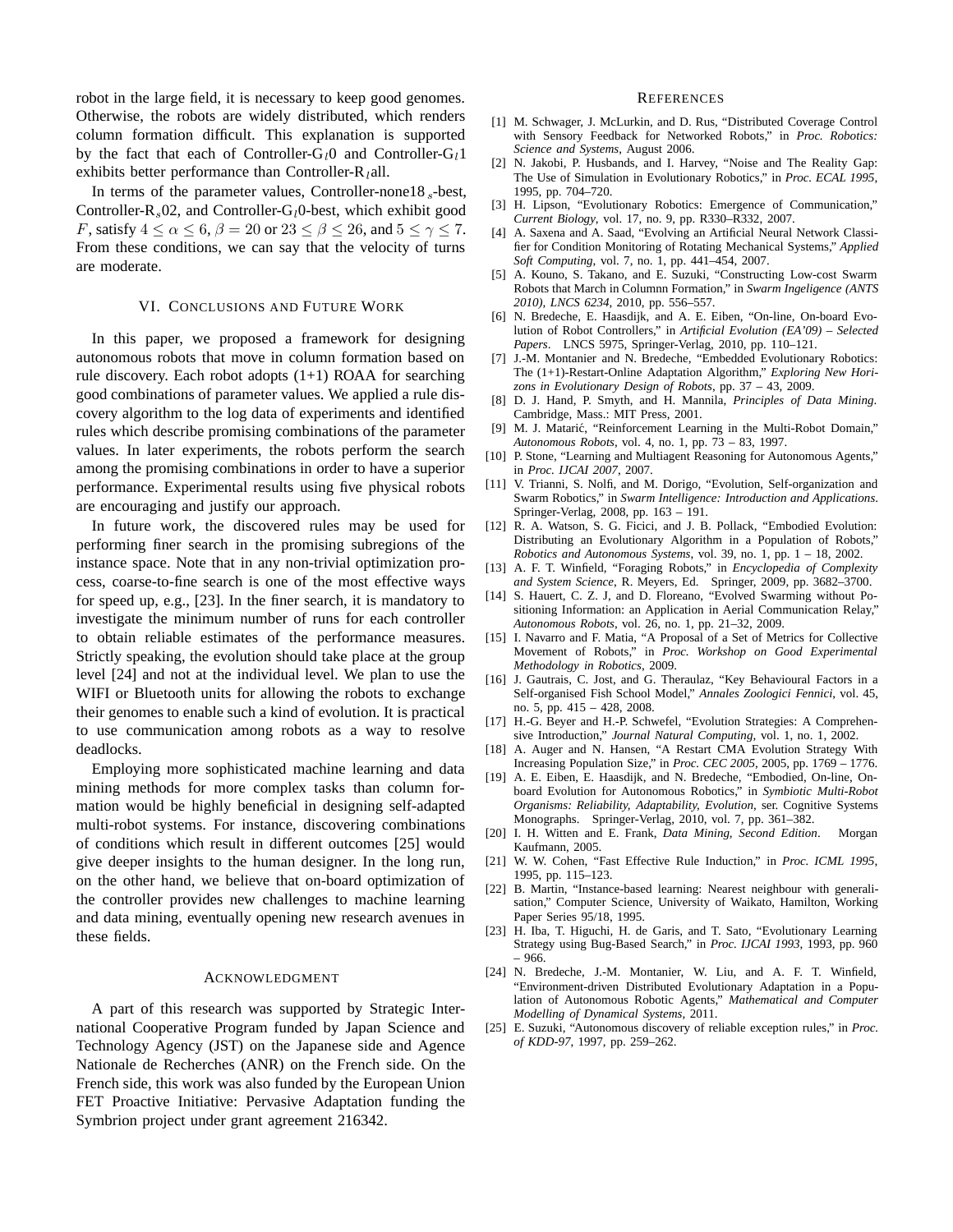robot in the large field, it is necessary to keep good genomes. Otherwise, the robots are widely distributed, which renders column formation difficult. This explanation is supported by the fact that each of Controller-$G_l$0 and Controller-$G_l$1 exhibits better performance than Controller-$R_l$all.

In terms of the parameter values, Controller-none18$_s$-best, Controller-$R_s$02, and Controller-$G_l$0-best, which exhibit good $F$, satisfy $4 \leq \alpha \leq 6$, $\beta = 20$ or $23 \leq \beta \leq 26$, and $5 \leq \gamma \leq 7$. From these conditions, we can say that the velocity of turns are moderate.

## VI. Conclusions and Future Work

In this paper, we proposed a framework for designing autonomous robots that move in column formation based on rule discovery. Each robot adopts (1+1) ROAA for searching good combinations of parameter values. We applied a rule discovery algorithm to the log data of experiments and identified rules which describe promising combinations of the parameter values. In later experiments, the robots perform the search among the promising combinations in order to have a superior performance. Experimental results using five physical robots are encouraging and justify our approach.

In future work, the discovered rules may be used for performing finer search in the promising subregions of the instance space. Note that in any non-trivial optimization process, coarse-to-fine search is one of the most effective ways for speed up, e.g., [23]. In the finer search, it is mandatory to investigate the minimum number of runs for each controller to obtain reliable estimates of the performance measures. Strictly speaking, the evolution should take place at the group level [24] and not at the individual level. We plan to use the WIFI or Bluetooth units for allowing the robots to exchange their genomes to enable such a kind of evolution. It is practical to use communication among robots as a way to resolve deadlocks.

Employing more sophisticated machine learning and data mining methods for more complex tasks than column formation would be highly beneficial in designing self-adapted multi-robot systems. For instance, discovering combinations of conditions which result in different outcomes [25] would give deeper insights to the human designer. In the long run, on the other hand, we believe that on-board optimization of the controller provides new challenges to machine learning and data mining, eventually opening new research avenues in these fields.

## Acknowledgment

A part of this research was supported by Strategic International Cooperative Program funded by Japan Science and Technology Agency (JST) on the Japanese side and Agence Nationale de Recherches (ANR) on the French side. On the French side, this work was also funded by the European Union FET Proactive Initiative: Pervasive Adaptation funding the Symbrion project under grant agreement 216342.

## References

[1] M. Schwager, J. McLurkin, and D. Rus, "Distributed Coverage Control with Sensory Feedback for Networked Robots," in *Proc. Robotics: Science and Systems*, August 2006.

[2] N. Jakobi, P. Husbands, and I. Harvey, "Noise and The Reality Gap: The Use of Simulation in Evolutionary Robotics," in *Proc. ECAL 1995*, 1995, pp. 704–720.

[3] H. Lipson, "Evolutionary Robotics: Emergence of Communication," *Current Biology*, vol. 17, no. 9, pp. R330–R332, 2007.

[4] A. Saxena and A. Saad, "Evolving an Artificial Neural Network Classifier for Condition Monitoring of Rotating Mechanical Systems," *Applied Soft Computing*, vol. 7, no. 1, pp. 441–454, 2007.

[5] A. Kouno, S. Takano, and E. Suzuki, "Constructing Low-cost Swarm Robots that March in Columnn Formation," in *Swarm Ingeligence (ANTS 2010), LNCS 6234*, 2010, pp. 556–557.

[6] N. Bredeche, E. Haasdijk, and A. E. Eiben, "On-line, On-board Evolution of Robot Controllers," in *Artificial Evolution (EA'09) – Selected Papers*. LNCS 5975, Springer-Verlag, 2010, pp. 110–121.

[7] J.-M. Montanier and N. Bredeche, "Embedded Evolutionary Robotics: The (1+1)-Restart-Online Adaptation Algorithm," *Exploring New Horizons in Evolutionary Design of Robots*, pp. 37 – 43, 2009.

[8] D. J. Hand, P. Smyth, and H. Mannila, *Principles of Data Mining*. Cambridge, Mass.: MIT Press, 2001.

[9] M. J. Matarić, "Reinforcement Learning in the Multi-Robot Domain," *Autonomous Robots*, vol. 4, no. 1, pp. 73 – 83, 1997.

[10] P. Stone, "Learning and Multiagent Reasoning for Autonomous Agents," in *Proc. IJCAI 2007*, 2007.

[11] V. Trianni, S. Nolfi, and M. Dorigo, "Evolution, Self-organization and Swarm Robotics," in *Swarm Intelligence: Introduction and Applications*. Springer-Verlag, 2008, pp. 163 – 191.

[12] R. A. Watson, S. G. Ficici, and J. B. Pollack, "Embodied Evolution: Distributing an Evolutionary Algorithm in a Population of Robots," *Robotics and Autonomous Systems*, vol. 39, no. 1, pp. 1 – 18, 2002.

[13] A. F. T. Winfield, "Foraging Robots," in *Encyclopedia of Complexity and System Science*, R. Meyers, Ed. Springer, 2009, pp. 3682–3700.

[14] S. Hauert, C. Z. J, and D. Floreano, "Evolved Swarming without Positioning Information: an Application in Aerial Communication Relay," *Autonomous Robots*, vol. 26, no. 1, pp. 21–32, 2009.

[15] I. Navarro and F. Matia, "A Proposal of a Set of Metrics for Collective Movement of Robots," in *Proc. Workshop on Good Experimental Methodology in Robotics*, 2009.

[16] J. Gautrais, C. Jost, and G. Theraulaz, "Key Behavioural Factors in a Self-organised Fish School Model," *Annales Zoologici Fennici*, vol. 45, no. 5, pp. 415 – 428, 2008.

[17] H.-G. Beyer and H.-P. Schwefel, "Evolution Strategies: A Comprehensive Introduction," *Journal Natural Computing*, vol. 1, no. 1, 2002.

[18] A. Auger and N. Hansen, "A Restart CMA Evolution Strategy With Increasing Population Size," in *Proc. CEC 2005*, 2005, pp. 1769 – 1776.

[19] A. E. Eiben, E. Haasdijk, and N. Bredeche, "Embodied, On-line, On-board Evolution for Autonomous Robotics," in *Symbiotic Multi-Robot Organisms: Reliability, Adaptability, Evolution*, ser. Cognitive Systems Monographs. Springer-Verlag, 2010, vol. 7, pp. 361–382.

[20] I. H. Witten and E. Frank, *Data Mining, Second Edition*. Morgan Kaufmann, 2005.

[21] W. W. Cohen, "Fast Effective Rule Induction," in *Proc. ICML 1995*, 1995, pp. 115–123.

[22] B. Martin, "Instance-based learning: Nearest neighbour with generalisation," Computer Science, University of Waikato, Hamilton, Working Paper Series 95/18, 1995.

[23] H. Iba, T. Higuchi, H. de Garis, and T. Sato, "Evolutionary Learning Strategy using Bug-Based Search," in *Proc. IJCAI 1993*, 1993, pp. 960 – 966.

[24] N. Bredeche, J.-M. Montanier, W. Liu, and A. F. T. Winfield, "Environment-driven Distributed Evolutionary Adaptation in a Population of Autonomous Robotic Agents," *Mathematical and Computer Modelling of Dynamical Systems*, 2011.

[25] E. Suzuki, "Autonomous discovery of reliable exception rules," in *Proc. of KDD-97*, 1997, pp. 259–262.